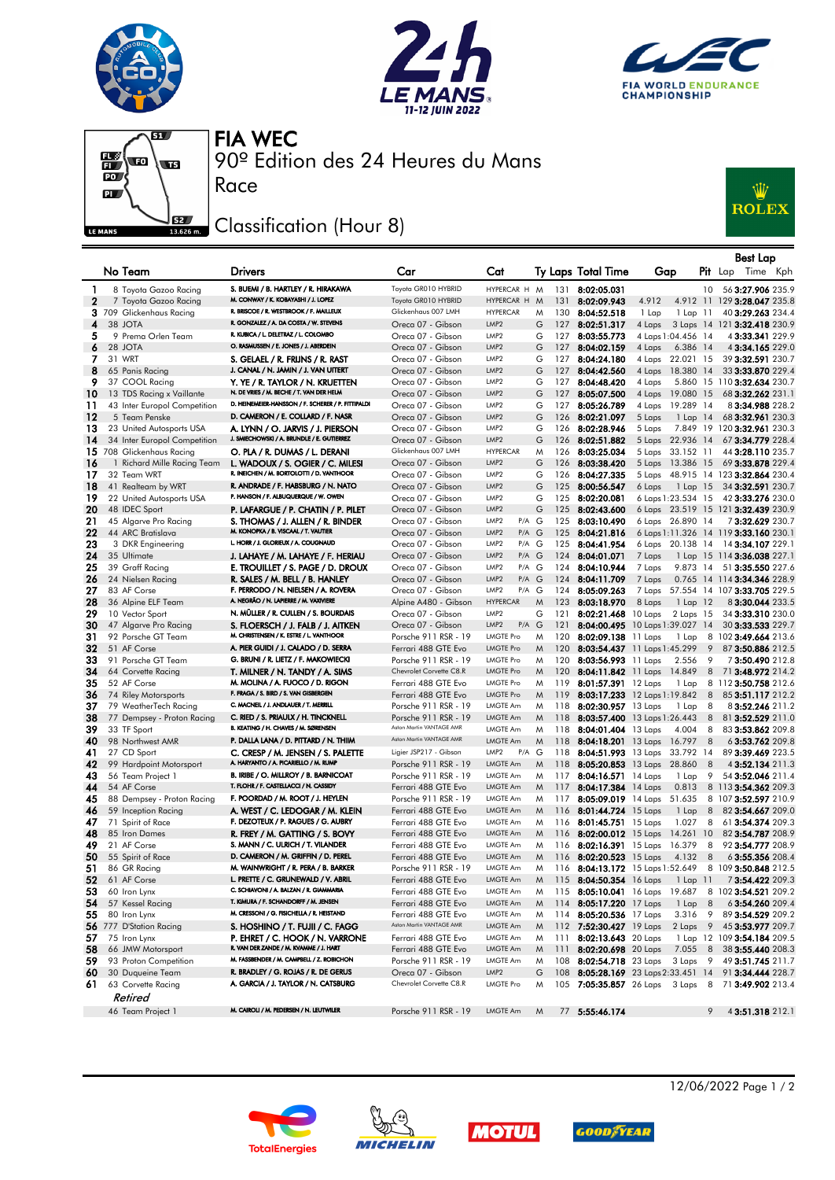# FIA WEC

## 90º Edition des 24 Heures du Mans

### Race

### Classification (Hour 8)

| No | Team | Drivers | Car | Cat | Ty | Laps | Total Time | Gap | | Pit | Best Lap Lap | Best Lap Time | Best Lap Kph |
|---|---|---|---|---|---|---|---|---|---|---|---|---|---|
| 1 | 8 Toyota Gazoo Racing | S. BUEMI / B. HARTLEY / R. HIRAKAWA | Toyota GR010 HYBRID | HYPERCAR H | M | 131 | 8:02:05.031 | | | 10 | 56 | 3:27.706 | 235.9 |
| 2 | 7 Toyota Gazoo Racing | M. CONWAY / K. KOBAYASHI / J. LOPEZ | Toyota GR010 HYBRID | HYPERCAR H | M | 131 | 8:02:09.943 | 4.912 | 4.912 | 11 | 129 | 3:28.047 | 235.8 |
| 3 | 709 Glickenhaus Racing | R. BRISCOE / R. WESTBROOK / F. MAILLEUX | Glickenhaus 007 LMH | HYPERCAR | M | 130 | 8:04:52.518 | 1 Lap | 1 Lap | 11 | 40 | 3:29.263 | 234.4 |
| 4 | 38 JOTA | R. GONZALEZ / A. DA COSTA / W. STEVENS | Oreca 07 - Gibson | LMP2 | G | 127 | 8:02:51.317 | 4 Laps | 3 Laps | 14 | 121 | 3:32.418 | 230.9 |
| 5 | 9 Prema Orlen Team | R. KUBICA / L. DELETRAZ / L. COLOMBO | Oreca 07 - Gibson | LMP2 | G | 127 | 8:03:55.773 | 4 Laps | 1:04.456 | 14 | 4 | 3:33.341 | 229.9 |
| 6 | 28 JOTA | O. RASMUSSEN / E. JONES / J. ABERDEIN | Oreca 07 - Gibson | LMP2 | G | 127 | 8:04:02.159 | 4 Laps | 6.386 | 14 | 4 | 3:34.165 | 229.0 |
| 7 | 31 WRT | S. GELAEL / R. FRIJNS / R. RAST | Oreca 07 - Gibson | LMP2 | G | 127 | 8:04:24.180 | 4 Laps | 22.021 | 15 | 39 | 3:32.591 | 230.7 |
| 8 | 65 Panis Racing | J. CANAL / N. JAMIN / J. VAN UITERT | Oreca 07 - Gibson | LMP2 | G | 127 | 8:04:42.560 | 4 Laps | 18.380 | 14 | 33 | 3:33.870 | 229.4 |
| 9 | 37 COOL Racing | Y. YE / R. TAYLOR / N. KRUETTEN | Oreca 07 - Gibson | LMP2 | G | 127 | 8:04:48.420 | 4 Laps | 5.860 | 15 | 110 | 3:32.634 | 230.7 |
| 10 | 13 TDS Racing x Vaillante | N. DE VRIES / M. BECHE / T. VAN DER HELM | Oreca 07 - Gibson | LMP2 | G | 127 | 8:05:07.500 | 4 Laps | 19.080 | 15 | 68 | 3:32.262 | 231.1 |
| 11 | 43 Inter Europol Competition | D. HEINEMEIER-HANSSON / F. SCHERER / P. FITTIPALDI | Oreca 07 - Gibson | LMP2 | G | 127 | 8:05:26.789 | 4 Laps | 19.289 | 14 | 8 | 3:34.988 | 228.2 |
| 12 | 5 Team Penske | D. CAMERON / E. COLLARD / F. NASR | Oreca 07 - Gibson | LMP2 | G | 126 | 8:02:21.097 | 5 Laps | 1 Lap | 14 | 68 | 3:32.961 | 230.3 |
| 13 | 23 United Autosports USA | A. LYNN / O. JARVIS / J. PIERSON | Oreca 07 - Gibson | LMP2 | G | 126 | 8:02:28.946 | 5 Laps | 7.849 | 19 | 120 | 3:32.961 | 230.3 |
| 14 | 34 Inter Europol Competition | J. SMIECHOWSKI / A. BRUNDLE / E. GUTIERREZ | Oreca 07 - Gibson | LMP2 | G | 126 | 8:02:51.882 | 5 Laps | 22.936 | 14 | 67 | 3:34.779 | 228.4 |
| 15 | 708 Glickenhaus Racing | O. PLA / R. DUMAS / L. DERANI | Glickenhaus 007 LMH | HYPERCAR | M | 126 | 8:03:25.034 | 5 Laps | 33.152 | 11 | 44 | 3:28.110 | 235.7 |
| 16 | 1 Richard Mille Racing Team | L. WADOUX / S. OGIER / C. MILESI | Oreca 07 - Gibson | LMP2 | G | 126 | 8:03:38.420 | 5 Laps | 13.386 | 15 | 69 | 3:33.878 | 229.4 |
| 17 | 32 Team WRT | R. INEICHEN / M. BORTOLOTTI / D. VANTHOOR | Oreca 07 - Gibson | LMP2 | G | 126 | 8:04:27.335 | 5 Laps | 48.915 | 14 | 123 | 3:32.864 | 230.4 |
| 18 | 41 Realteam by WRT | R. ANDRADE / F. HABSBURG / N. NATO | Oreca 07 - Gibson | LMP2 | G | 125 | 8:00:56.547 | 6 Laps | 1 Lap | 15 | 34 | 3:32.591 | 230.7 |
| 19 | 22 United Autosports USA | P. HANSON / F. ALBUQUERQUE / W. OWEN | Oreca 07 - Gibson | LMP2 | G | 125 | 8:02:20.081 | 6 Laps | 1:23.534 | 15 | 42 | 3:33.276 | 230.0 |
| 20 | 48 IDEC Sport | P. LAFARGUE / P. CHATIN / P. PILET | Oreca 07 - Gibson | LMP2 | G | 125 | 8:02:43.600 | 6 Laps | 23.519 | 15 | 121 | 3:32.439 | 230.9 |
| 21 | 45 Algarve Pro Racing | S. THOMAS / J. ALLEN / R. BINDER | Oreca 07 - Gibson | LMP2 P/A | G | 125 | 8:03:10.490 | 6 Laps | 26.890 | 14 | 7 | 3:32.629 | 230.7 |
| 22 | 44 ARC Bratislava | M. KONOPKA / B. VISCAAL / T. VAUTIER | Oreca 07 - Gibson | LMP2 P/A | G | 125 | 8:04:21.816 | 6 Laps | 1:11.326 | 14 | 119 | 3:33.160 | 230.1 |
| 23 | 3 DKR Engineering | L. HORR / J. GLORIEUX / A. COUGNAUD | Oreca 07 - Gibson | LMP2 P/A | G | 125 | 8:04:41.954 | 6 Laps | 20.138 | 14 | 14 | 3:34.107 | 229.1 |
| 24 | 35 Ultimate | J. LAHAYE / M. LAHAYE / F. HERIAU | Oreca 07 - Gibson | LMP2 P/A | G | 124 | 8:04:01.071 | 7 Laps | 1 Lap | 15 | 114 | 3:36.038 | 227.1 |
| 25 | 39 Graff Racing | E. TROUILLET / S. PAGE / D. DROUX | Oreca 07 - Gibson | LMP2 P/A | G | 124 | 8:04:10.944 | 7 Laps | 9.873 | 14 | 51 | 3:35.550 | 227.6 |
| 26 | 24 Nielsen Racing | R. SALES / M. BELL / B. HANLEY | Oreca 07 - Gibson | LMP2 P/A | G | 124 | 8:04:11.709 | 7 Laps | 0.765 | 14 | 114 | 3:34.346 | 228.9 |
| 27 | 83 AF Corse | F. PERRODO / N. NIELSEN / A. ROVERA | Oreca 07 - Gibson | LMP2 P/A | G | 124 | 8:05:09.263 | 7 Laps | 57.554 | 14 | 107 | 3:33.705 | 229.5 |
| 28 | 36 Alpine ELF Team | A. NEGRÃO / N. LAPIERRE / M. VAXIVIERE | Alpine A480 - Gibson | HYPERCAR | M | 123 | 8:03:18.970 | 8 Laps | 1 Lap | 12 | 8 | 3:30.044 | 233.5 |
| 29 | 10 Vector Sport | N. MÜLLER / R. CULLEN / S. BOURDAIS | Oreca 07 - Gibson | LMP2 | G | 121 | 8:02:21.468 | 10 Laps | 2 Laps | 15 | 34 | 3:33.310 | 230.0 |
| 30 | 47 Algarve Pro Racing | S. FLOERSCH / J. FALB / J. AITKEN | Oreca 07 - Gibson | LMP2 P/A | G | 121 | 8:04:00.495 | 10 Laps | 1:39.027 | 14 | 30 | 3:33.533 | 229.7 |
| 31 | 92 Porsche GT Team | M. CHRISTENSEN / K. ESTRE / L. VANTHOOR | Porsche 911 RSR - 19 | LMGTE Pro | M | 120 | 8:02:09.138 | 11 Laps | 1 Lap | 8 | 102 | 3:49.664 | 213.6 |
| 32 | 51 AF Corse | A. PIER GUIDI / J. CALADO / D. SERRA | Ferrari 488 GTE Evo | LMGTE Pro | M | 120 | 8:03:54.437 | 11 Laps | 1:45.299 | 9 | 87 | 3:50.886 | 212.5 |
| 33 | 91 Porsche GT Team | G. BRUNI / R. LIETZ / F. MAKOWIECKI | Porsche 911 RSR - 19 | LMGTE Pro | M | 120 | 8:03:56.993 | 11 Laps | 2.556 | 9 | 7 | 3:50.490 | 212.8 |
| 34 | 64 Corvette Racing | T. MILNER / N. TANDY / A. SIMS | Chevrolet Corvette C8.R | LMGTE Pro | M | 120 | 8:04:11.842 | 11 Laps | 14.849 | 8 | 71 | 3:48.972 | 214.2 |
| 35 | 52 AF Corse | M. MOLINA / A. FUOCO / D. RIGON | Ferrari 488 GTE Evo | LMGTE Pro | M | 119 | 8:01:57.391 | 12 Laps | 1 Lap | 8 | 112 | 3:50.758 | 212.6 |
| 36 | 74 Riley Motorsports | F. FRAGA / S. BIRD / S. VAN GISBERGEN | Ferrari 488 GTE Evo | LMGTE Pro | M | 119 | 8:03:17.233 | 12 Laps | 1:19.842 | 8 | 85 | 3:51.117 | 212.2 |
| 37 | 79 WeatherTech Racing | C. MACNEIL / J. ANDLAUER / T. MERRILL | Porsche 911 RSR - 19 | LMGTE Am | M | 118 | 8:02:30.957 | 13 Laps | 1 Lap | 8 | 6 | 3:52.246 | 211.2 |
| 38 | 77 Dempsey - Proton Racing | C. RIED / S. PRIAULX / H. TINCKNELL | Porsche 911 RSR - 19 | LMGTE Am | M | 118 | 8:03:57.400 | 13 Laps | 1:26.443 | 8 | 81 | 3:52.529 | 211.0 |
| 39 | 33 TF Sport | B. KEATING / H. CHAVES / M. SØRENSEN | Aston Martin VANTAGE AMR | LMGTE Am | M | 118 | 8:04:01.404 | 13 Laps | 4.004 | 8 | 83 | 3:53.862 | 209.8 |
| 40 | 98 Northwest AMR | P. DALLA LANA / D. PITTARD / N. THIIM | Aston Martin VANTAGE AMR | LMGTE Am | M | 118 | 8:04:18.201 | 13 Laps | 16.797 | 8 | 6 | 3:53.762 | 209.8 |
| 41 | 27 CD Sport | C. CRESP / M. JENSEN / S. PALETTE | Ligier JSP217 - Gibson | LMP2 P/A | G | 118 | 8:04:51.993 | 13 Laps | 33.792 | 14 | 89 | 3:39.469 | 223.5 |
| 42 | 99 Hardpoint Motorsport | A. HARYANTO / A. PICARIELLO / M. RUMP | Porsche 911 RSR - 19 | LMGTE Am | M | 118 | 8:05:20.853 | 13 Laps | 28.860 | 8 | 4 | 3:52.134 | 211.3 |
| 43 | 56 Team Project 1 | B. IRIBE / O. MILLROY / B. BARNICOAT | Porsche 911 RSR - 19 | LMGTE Am | M | 117 | 8:04:16.571 | 14 Laps | 1 Lap | 9 | 54 | 3:52.046 | 211.4 |
| 44 | 54 AF Corse | T. FLOHR / F. CASTELLACCI / N. CASSIDY | Ferrari 488 GTE Evo | LMGTE Am | M | 117 | 8:04:17.384 | 14 Laps | 0.813 | 8 | 113 | 3:54.362 | 209.3 |
| 45 | 88 Dempsey - Proton Racing | F. POORDAD / M. ROOT / J. HEYLEN | Porsche 911 RSR - 19 | LMGTE Am | M | 117 | 8:05:09.019 | 14 Laps | 51.635 | 8 | 107 | 3:52.597 | 210.9 |
| 46 | 59 Inception Racing | A. WEST / C. LEDOGAR / M. KLEIN | Ferrari 488 GTE Evo | LMGTE Am | M | 116 | 8:01:44.724 | 15 Laps | 1 Lap | 8 | 82 | 3:54.667 | 209.0 |
| 47 | 71 Spirit of Race | F. DEZOTEUX / P. RAGUES / G. AUBRY | Ferrari 488 GTE Evo | LMGTE Am | M | 116 | 8:01:45.751 | 15 Laps | 1.027 | 8 | 61 | 3:54.374 | 209.3 |
| 48 | 85 Iron Dames | R. FREY / M. GATTING / S. BOVY | Ferrari 488 GTE Evo | LMGTE Am | M | 116 | 8:02:00.012 | 15 Laps | 14.261 | 10 | 82 | 3:54.787 | 208.9 |
| 49 | 21 AF Corse | S. MANN / C. ULRICH / T. VILANDER | Ferrari 488 GTE Evo | LMGTE Am | M | 116 | 8:02:16.391 | 15 Laps | 16.379 | 8 | 92 | 3:54.777 | 208.9 |
| 50 | 55 Spirit of Race | D. CAMERON / M. GRIFFIN / D. PEREL | Ferrari 488 GTE Evo | LMGTE Am | M | 116 | 8:02:20.523 | 15 Laps | 4.132 | 8 | 6 | 3:55.356 | 208.4 |
| 51 | 86 GR Racing | M. WAINWRIGHT / R. PERA / B. BARKER | Porsche 911 RSR - 19 | LMGTE Am | M | 116 | 8:04:13.172 | 15 Laps | 1:52.649 | 8 | 109 | 3:50.848 | 212.5 |
| 52 | 61 AF Corse | L. PRETTE / C. GRUNEWALD / V. ABRIL | Ferrari 488 GTE Evo | LMGTE Am | M | 115 | 8:04:50.354 | 16 Laps | 1 Lap | 11 | 7 | 3:54.422 | 209.3 |
| 53 | 60 Iron Lynx | C. SCHIAVONI / A. BALZAN / R. GIAMMARIA | Ferrari 488 GTE Evo | LMGTE Am | M | 115 | 8:05:10.041 | 16 Laps | 19.687 | 8 | 102 | 3:54.521 | 209.2 |
| 54 | 57 Kessel Racing | T. KIMURA / F. SCHANDORFF / M. JENSEN | Ferrari 488 GTE Evo | LMGTE Am | M | 114 | 8:05:17.220 | 17 Laps | 1 Lap | 8 | 6 | 3:54.260 | 209.4 |
| 55 | 80 Iron Lynx | M. CRESSONI / G. FISICHELLA / R. HEISTAND | Ferrari 488 GTE Evo | LMGTE Am | M | 114 | 8:05:20.536 | 17 Laps | 3.316 | 9 | 89 | 3:54.529 | 209.2 |
| 56 | 777 D'Station Racing | S. HOSHINO / T. FUJII / C. FAGG | Aston Martin VANTAGE AMR | LMGTE Am | M | 112 | 7:52:30.427 | 19 Laps | 2 Laps | 9 | 45 | 3:53.977 | 209.7 |
| 57 | 75 Iron Lynx | P. EHRET / C. HOOK / N. VARRONE | Ferrari 488 GTE Evo | LMGTE Am | M | 111 | 8:02:13.643 | 20 Laps | 1 Lap | 12 | 109 | 3:54.184 | 209.5 |
| 58 | 66 JMW Motorsport | R. VAN DER ZANDE / M. KVAMME / J. HART | Ferrari 488 GTE Evo | LMGTE Am | M | 111 | 8:02:20.698 | 20 Laps | 7.055 | 8 | 38 | 3:55.440 | 208.3 |
| 59 | 93 Proton Competition | M. FASSBENDER / M. CAMPBELL / Z. ROBICHON | Porsche 911 RSR - 19 | LMGTE Am | M | 108 | 8:02:54.718 | 23 Laps | 3 Laps | 9 | 49 | 3:51.745 | 211.7 |
| 60 | 30 Duqueine Team | R. BRADLEY / G. ROJAS / R. DE GERUS | Oreca 07 - Gibson | LMP2 | G | 108 | 8:05:28.169 | 23 Laps | 2:33.451 | 14 | 91 | 3:34.444 | 228.7 |
| 61 | 63 Corvette Racing | A. GARCIA / J. TAYLOR / N. CATSBURG | Chevrolet Corvette C8.R | LMGTE Pro | M | 105 | 7:05:35.857 | 26 Laps | 3 Laps | 8 | 71 | 3:49.902 | 213.4 |
| | *Retired* | | | | | | | | | | | | |
| | 46 Team Project 1 | M. CAIROLI / M. PEDERSEN / N. LEUTWILER | Porsche 911 RSR - 19 | LMGTE Am | M | 77 | 5:55:46.174 | | | 9 | 4 | 3:51.318 | 212.1 |

12/06/2022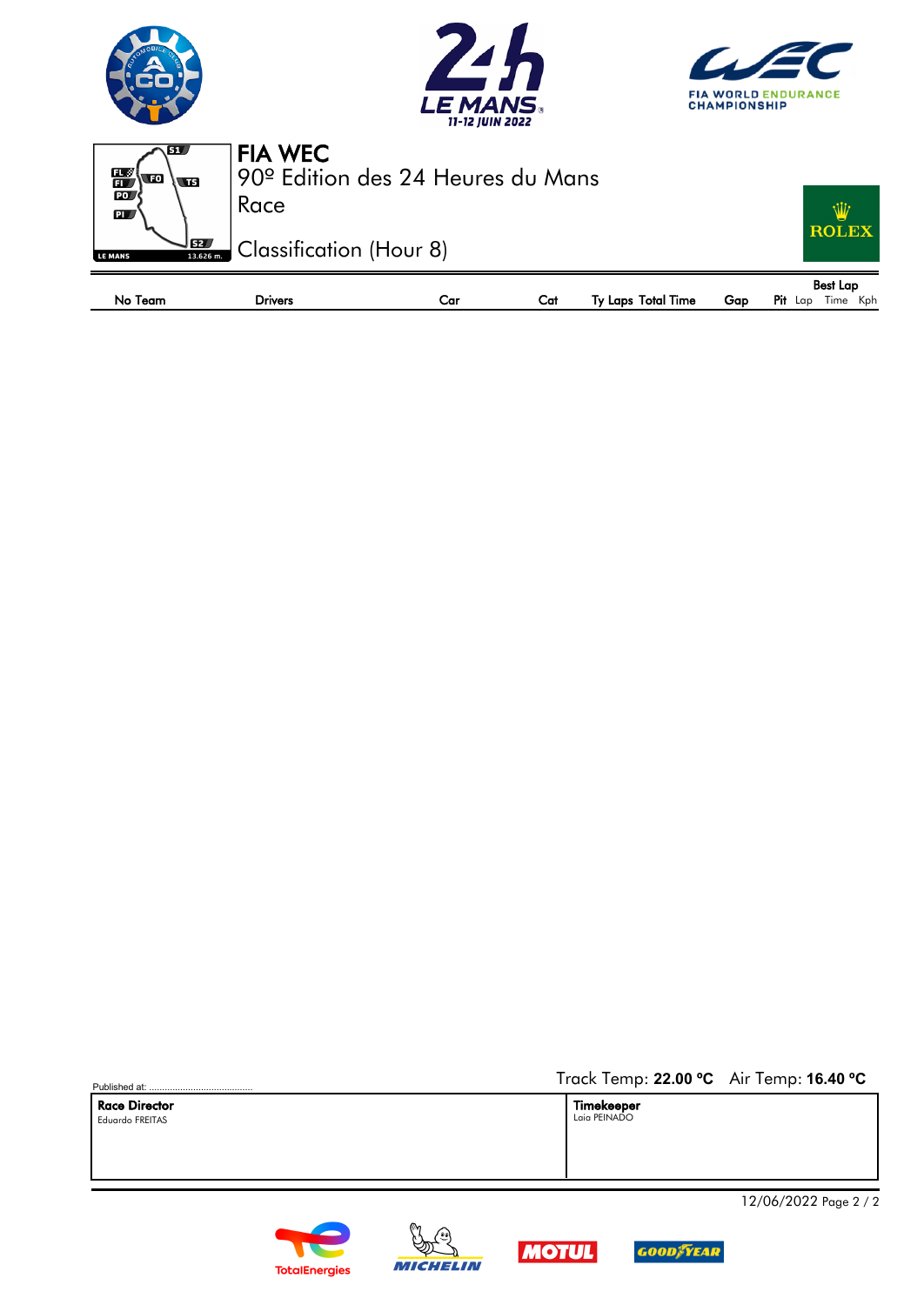# FIA WEC

90º Edition des 24 Heures du Mans

Race

Classification (Hour 8)

| No | Team | Drivers | Car | Cat | Ty | Laps | Total Time | Gap | Pit | Best Lap Lap | Best Lap Time | Best Lap Kph |
|---|---|---|---|---|---|---|---|---|---|---|---|---|

Track Temp: **22.00 ºC** Air Temp: **16.40 ºC**

Published at: ........................................

**Race Director**
Eduardo FREITAS

**Timekeeper**
Laia PEINADO

12/06/2022